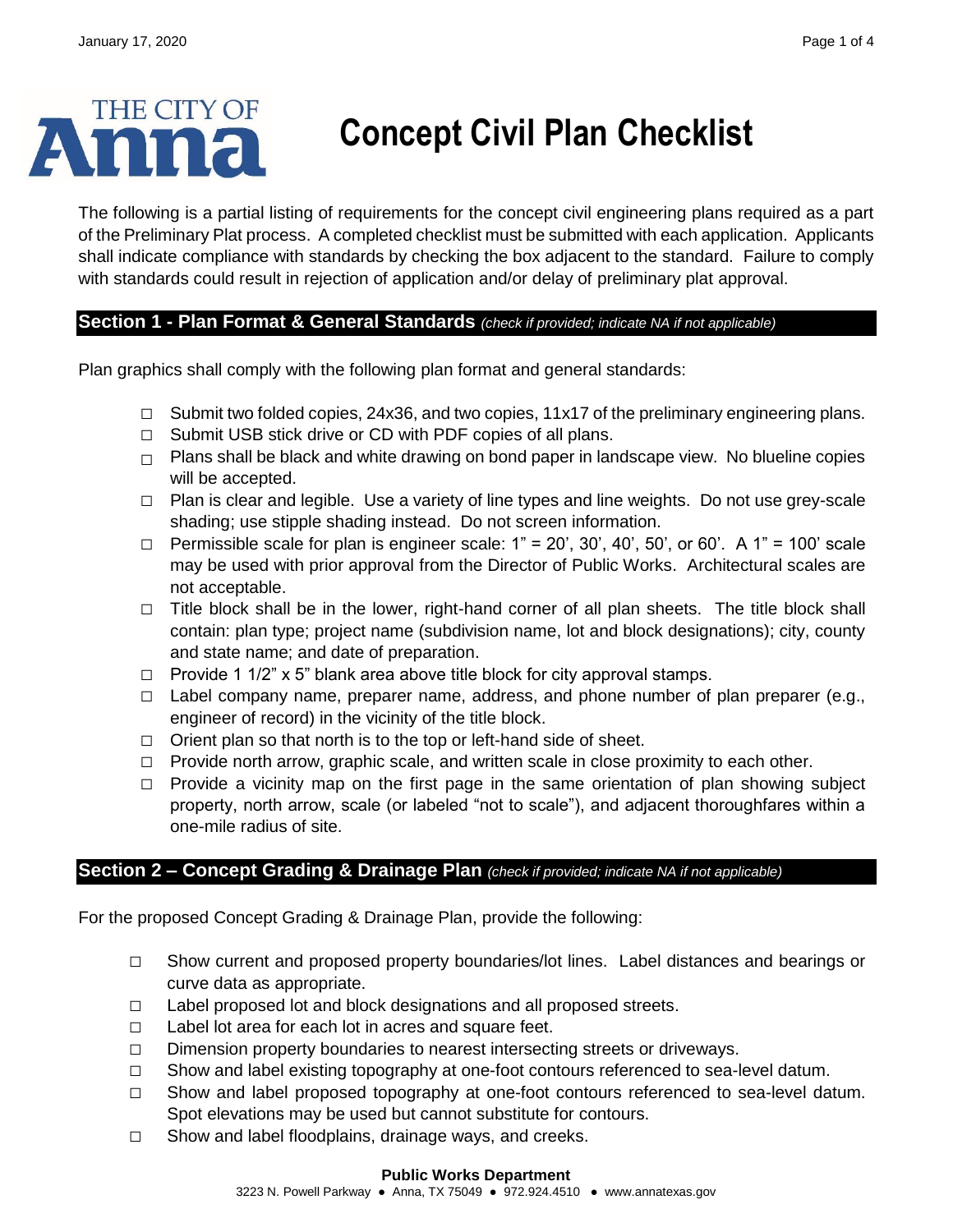# Concept Civil Plan Checklist

The following is a partial listing of requirements for the concept civil engineering plans required as a part of the Preliminary Plat process. A completed checklist must be submitted with each application. Applicants shall indicate compliance with standards by checking the box adjacent to the standard. Failure to comply with standards could result in rejection of application and/or delay of preliminary plat approval.

## Section 1 - Plan Format & General Standards *(check if provided; indicate NA if not applicable)*

Plan graphics shall comply with the following plan format and general standards:

- ☐ Submit two folded copies, 24x36, and two copies, 11x17 of the preliminary engineering plans.
- ☐ Submit USB stick drive or CD with PDF copies of all plans.
- ☐ Plans shall be black and white drawing on bond paper in landscape view. No blueline copies will be accepted.
- ☐ Plan is clear and legible. Use a variety of line types and line weights. Do not use grey-scale shading; use stipple shading instead. Do not screen information.
- ☐ Permissible scale for plan is engineer scale: 1" = 20', 30', 40', 50', or 60'. A 1" = 100' scale may be used with prior approval from the Director of Public Works. Architectural scales are not acceptable.
- ☐ Title block shall be in the lower, right-hand corner of all plan sheets. The title block shall contain: plan type; project name (subdivision name, lot and block designations); city, county and state name; and date of preparation.
- ☐ Provide 1 1/2" x 5" blank area above title block for city approval stamps.
- ☐ Label company name, preparer name, address, and phone number of plan preparer (e.g., engineer of record) in the vicinity of the title block.
- ☐ Orient plan so that north is to the top or left-hand side of sheet.
- ☐ Provide north arrow, graphic scale, and written scale in close proximity to each other.
- ☐ Provide a vicinity map on the first page in the same orientation of plan showing subject property, north arrow, scale (or labeled "not to scale"), and adjacent thoroughfares within a one-mile radius of site.

## Section 2 – Concept Grading & Drainage Plan *(check if provided; indicate NA if not applicable)*

For the proposed Concept Grading & Drainage Plan, provide the following:

- ☐ Show current and proposed property boundaries/lot lines. Label distances and bearings or curve data as appropriate.
- ☐ Label proposed lot and block designations and all proposed streets.
- ☐ Label lot area for each lot in acres and square feet.
- ☐ Dimension property boundaries to nearest intersecting streets or driveways.
- ☐ Show and label existing topography at one-foot contours referenced to sea-level datum.
- ☐ Show and label proposed topography at one-foot contours referenced to sea-level datum. Spot elevations may be used but cannot substitute for contours.
- ☐ Show and label floodplains, drainage ways, and creeks.

**Public Works Department**
3223 N. Powell Parkway ● Anna, TX 75049 ● 972.924.4510 ● www.annatexas.gov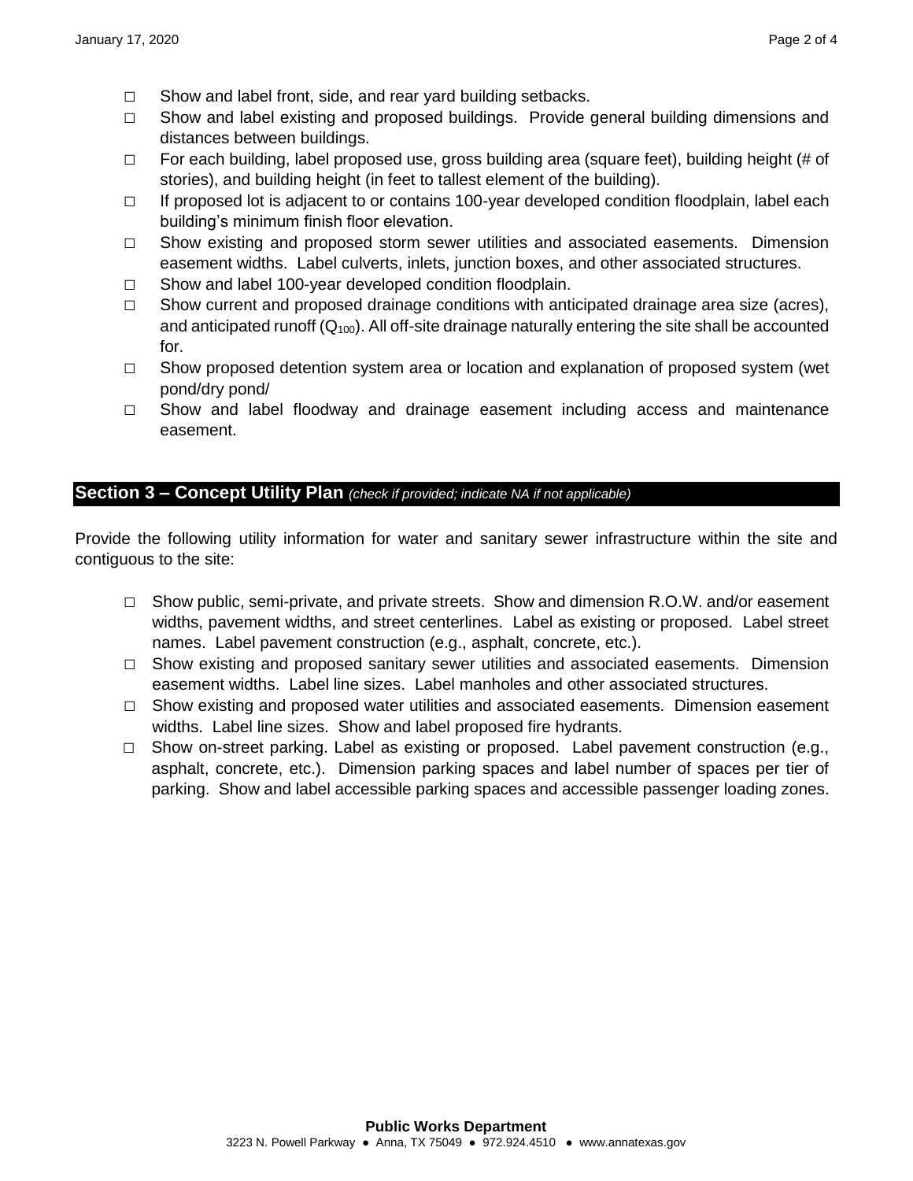- □ Show and label front, side, and rear yard building setbacks.
- □ Show and label existing and proposed buildings. Provide general building dimensions and distances between buildings.
- □ For each building, label proposed use, gross building area (square feet), building height (# of stories), and building height (in feet to tallest element of the building).
- □ If proposed lot is adjacent to or contains 100-year developed condition floodplain, label each building's minimum finish floor elevation.
- □ Show existing and proposed storm sewer utilities and associated easements. Dimension easement widths. Label culverts, inlets, junction boxes, and other associated structures.
- □ Show and label 100-year developed condition floodplain.
- □ Show current and proposed drainage conditions with anticipated drainage area size (acres), and anticipated runoff ($Q_{100}$). All off-site drainage naturally entering the site shall be accounted for.
- □ Show proposed detention system area or location and explanation of proposed system (wet pond/dry pond/
- □ Show and label floodway and drainage easement including access and maintenance easement.

## Section 3 – Concept Utility Plan *(check if provided; indicate NA if not applicable)*

Provide the following utility information for water and sanitary sewer infrastructure within the site and contiguous to the site:

- □ Show public, semi-private, and private streets. Show and dimension R.O.W. and/or easement widths, pavement widths, and street centerlines. Label as existing or proposed. Label street names. Label pavement construction (e.g., asphalt, concrete, etc.).
- □ Show existing and proposed sanitary sewer utilities and associated easements. Dimension easement widths. Label line sizes. Label manholes and other associated structures.
- □ Show existing and proposed water utilities and associated easements. Dimension easement widths. Label line sizes. Show and label proposed fire hydrants.
- □ Show on-street parking. Label as existing or proposed. Label pavement construction (e.g., asphalt, concrete, etc.). Dimension parking spaces and label number of spaces per tier of parking. Show and label accessible parking spaces and accessible passenger loading zones.